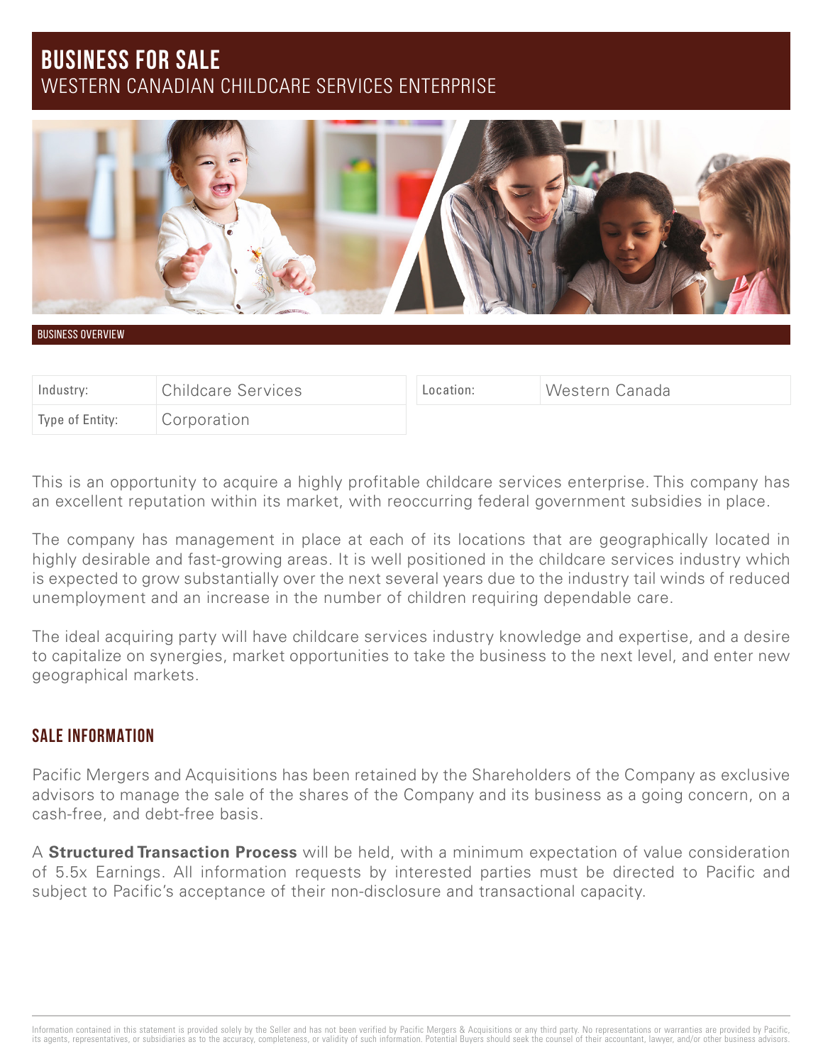# BUSINESS FOR SALE

WESTERN CANADIAN CHILDCARE SERVICES ENTERPRISE

BUSINESS OVERVIEW

| Industry: | Childcare Services | Location: | Western Canada |
|---|---|---|---|
| Type of Entity: | Corporation | | |

This is an opportunity to acquire a highly profitable childcare services enterprise. This company has an excellent reputation within its market, with reoccurring federal government subsidies in place.

The company has management in place at each of its locations that are geographically located in highly desirable and fast-growing areas. It is well positioned in the childcare services industry which is expected to grow substantially over the next several years due to the industry tail winds of reduced unemployment and an increase in the number of children requiring dependable care.

The ideal acquiring party will have childcare services industry knowledge and expertise, and a desire to capitalize on synergies, market opportunities to take the business to the next level, and enter new geographical markets.

## SALE INFORMATION

Pacific Mergers and Acquisitions has been retained by the Shareholders of the Company as exclusive advisors to manage the sale of the shares of the Company and its business as a going concern, on a cash-free, and debt-free basis.

A **Structured Transaction Process** will be held, with a minimum expectation of value consideration of 5.5x Earnings. All information requests by interested parties must be directed to Pacific and subject to Pacific's acceptance of their non-disclosure and transactional capacity.

Information contained in this statement is provided solely by the Seller and has not been verified by Pacific Mergers & Acquisitions or any third party. No representations or warranties are provided by Pacific, its agents, representatives, or subsidiaries as to the accuracy, completeness, or validity of such information. Potential Buyers should seek the counsel of their accountant, lawyer, and/or other business advisors.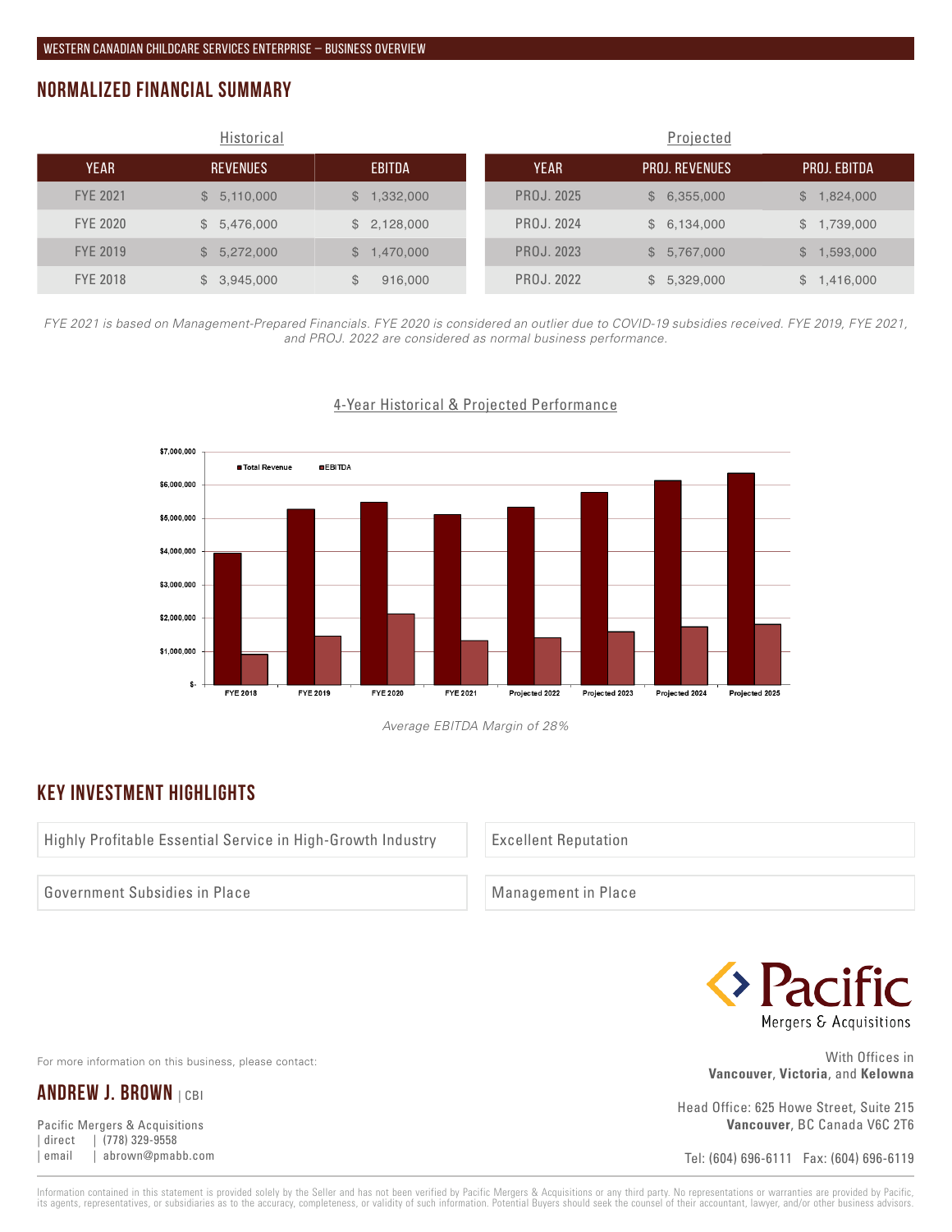## NORMALIZED FINANCIAL SUMMARY

| Historical | | | Projected | | |
|---|---|---|---|---|---|
| YEAR | REVENUES | EBITDA | YEAR | PROJ. REVENUES | PROJ. EBITDA |
| FYE 2021 | $ 5,110,000 | $ 1,332,000 | PROJ. 2025 | $ 6,355,000 | $ 1,824,000 |
| FYE 2020 | $ 5,476,000 | $ 2,128,000 | PROJ. 2024 | $ 6,134,000 | $ 1,739,000 |
| FYE 2019 | $ 5,272,000 | $ 1,470,000 | PROJ. 2023 | $ 5,767,000 | $ 1,593,000 |
| FYE 2018 | $ 3,945,000 | $ 916,000 | PROJ. 2022 | $ 5,329,000 | $ 1,416,000 |

*FYE 2021 is based on Management-Prepared Financials. FYE 2020 is considered an outlier due to COVID-19 subsidies received. FYE 2019, FYE 2021, and PROJ. 2022 are considered as normal business performance.*

4-Year Historical & Projected Performance

Total Revenue
EBITDA

$7,000,000
$6,000,000
$5,000,000
$4,000,000
$3,000,000
$2,000,000
$1,000,000
$-

FYE 2018
FYE 2019
FYE 2020
FYE 2021
Projected 2022
Projected 2023
Projected 2024
Projected 2025

*Average EBITDA Margin of 28%*

## KEY INVESTMENT HIGHLIGHTS

- Highly Profitable Essential Service in High-Growth Industry
- Excellent Reputation
- Government Subsidies in Place
- Management in Place

For more information on this business, please contact:

**ANDREW J. BROWN** | CBI

Pacific Mergers & Acquisitions
| direct | (778) 329-9558
| email | abrown@pmabb.com

Pacific Mergers & Acquisitions

With Offices in **Vancouver**, **Victoria**, and **Kelowna**

Head Office: 625 Howe Street, Suite 215
**Vancouver**, BC Canada V6C 2T6

Tel: (604) 696-6111 Fax: (604) 696-6119

Information contained in this statement is provided solely by the Seller and has not been verified by Pacific Mergers & Acquisitions or any third party. No representations or warranties are provided by Pacific, its agents, representatives, or subsidiaries as to the accuracy, completeness, or validity of such information. Potential Buyers should seek the counsel of their accountant, lawyer, and/or other business advisors.